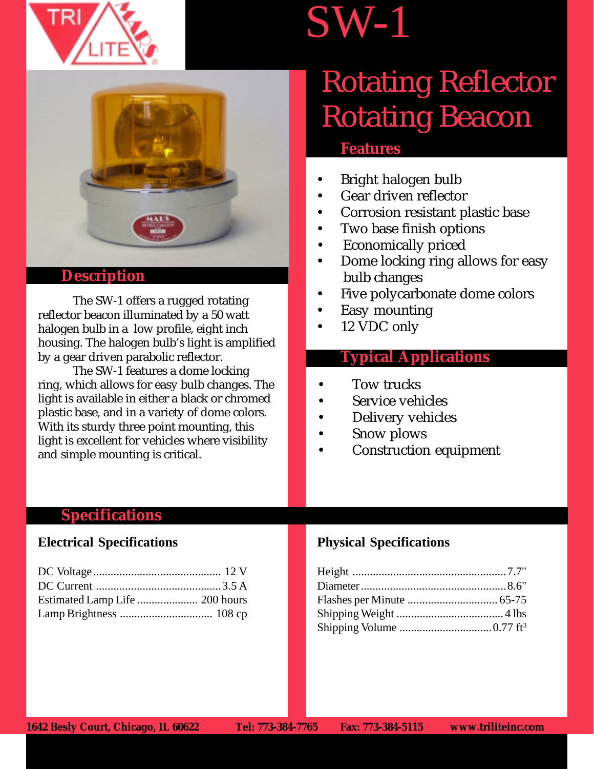# SW-1

## Rotating Reflector Rotating Beacon

### Description

The SW-1 offers a rugged rotating reflector beacon illuminated by a 50 watt halogen bulb in a low profile, eight inch housing. The halogen bulb's light is amplified by a gear driven parabolic reflector.

The SW-1 features a dome locking ring, which allows for easy bulb changes. The light is available in either a black or chromed plastic base, and in a variety of dome colors. With its sturdy three point mounting, this light is excellent for vehicles where visibility and simple mounting is critical.

### Features

- Bright halogen bulb
- Gear driven reflector
- Corrosion resistant plastic base
- Two base finish options
- Economically priced
- Dome locking ring allows for easy bulb changes
- Five polycarbonate dome colors
- Easy mounting
- 12 VDC only

### Typical Applications

- Tow trucks
- Service vehicles
- Delivery vehicles
- Snow plows
- Construction equipment

## Specifications

### Electrical Specifications

| Specification | Value |
|---|---|
| DC Voltage | 12 V |
| DC Current | 3.5 A |
| Estimated Lamp Life | 200 hours |
| Lamp Brightness | 108 cp |

### Physical Specifications

| Specification | Value |
|---|---|
| Height | 7.7" |
| Diameter | 8.6" |
| Flashes per Minute | 65-75 |
| Shipping Weight | 4 lbs |
| Shipping Volume | 0.77 $ft^3$ |

**1642 Besly Court, Chicago, IL 60622 Tel: 773-384-7765 Fax: 773-384-5115 www.triliteinc.com**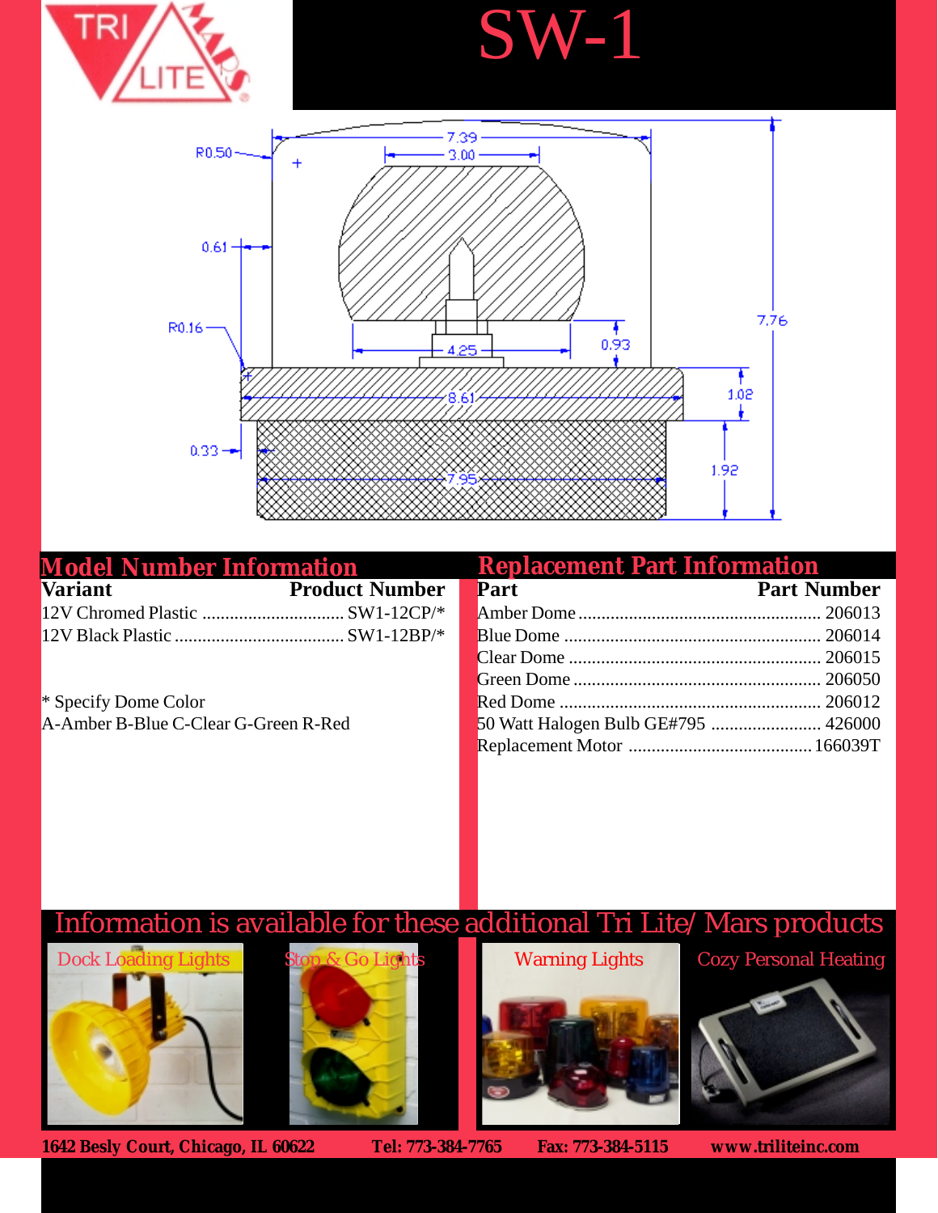# SW-1

7.39
3.00
R0.50
0.61
R0.16
4.25
0.93
7.76
8.61
1.02
0.33
7.95
1.92

## Model Number Information

| Variant | Product Number |
|---|---|
| 12V Chromed Plastic | SW1-12CP/* |
| 12V Black Plastic | SW1-12BP/* |

* Specify Dome Color
A-Amber B-Blue C-Clear G-Green R-Red

## Replacement Part Information

| Part | Part Number |
|---|---|
| Amber Dome | 206013 |
| Blue Dome | 206014 |
| Clear Dome | 206015 |
| Green Dome | 206050 |
| Red Dome | 206012 |
| 50 Watt Halogen Bulb GE#795 | 426000 |
| Replacement Motor | 166039T |

## Information is available for these additional Tri Lite/ Mars products

Dock Loading Lights

Stop & Go Lights

Warning Lights

Cozy Personal Heating

**1642 Besly Court, Chicago, IL 60622 Tel: 773-384-7765 Fax: 773-384-5115 www.triliteinc.com**